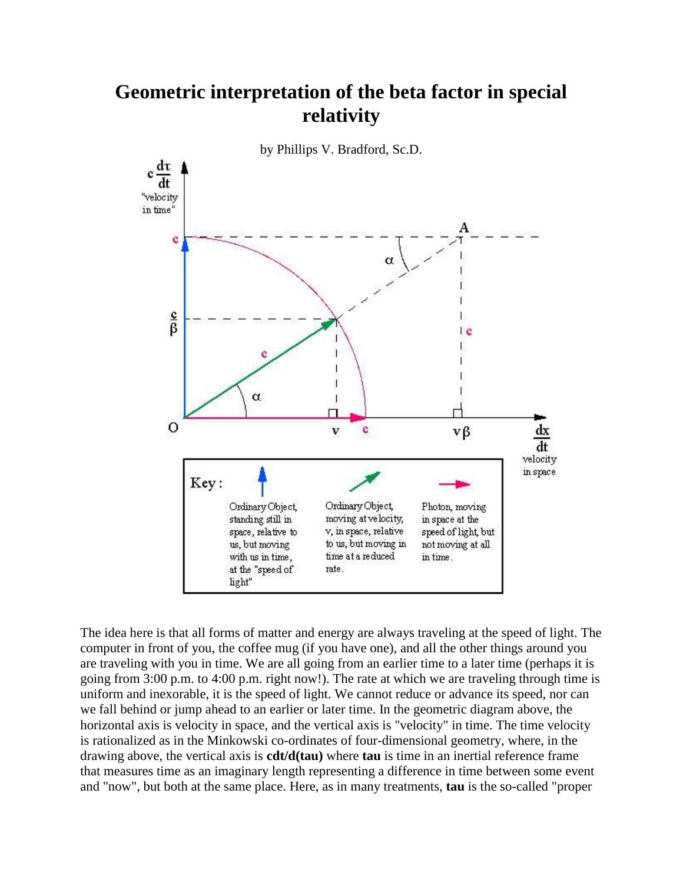# Geometric interpretation of the beta factor in special relativity

by Phillips V. Bradford, Sc.D.

The idea here is that all forms of matter and energy are always traveling at the speed of light. The computer in front of you, the coffee mug (if you have one), and all the other things around you are traveling with you in time. We are all going from an earlier time to a later time (perhaps it is going from 3:00 p.m. to 4:00 p.m. right now!). The rate at which we are traveling through time is uniform and inexorable, it is the speed of light. We cannot reduce or advance its speed, nor can we fall behind or jump ahead to an earlier or later time. In the geometric diagram above, the horizontal axis is velocity in space, and the vertical axis is "velocity" in time. The time velocity is rationalized as in the Minkowski co-ordinates of four-dimensional geometry, where, in the drawing above, the vertical axis is **cdt/d(tau)** where **tau** is time in an inertial reference frame that measures time as an imaginary length representing a difference in time between some event and "now", but both at the same place. Here, as in many treatments, **tau** is the so-called "proper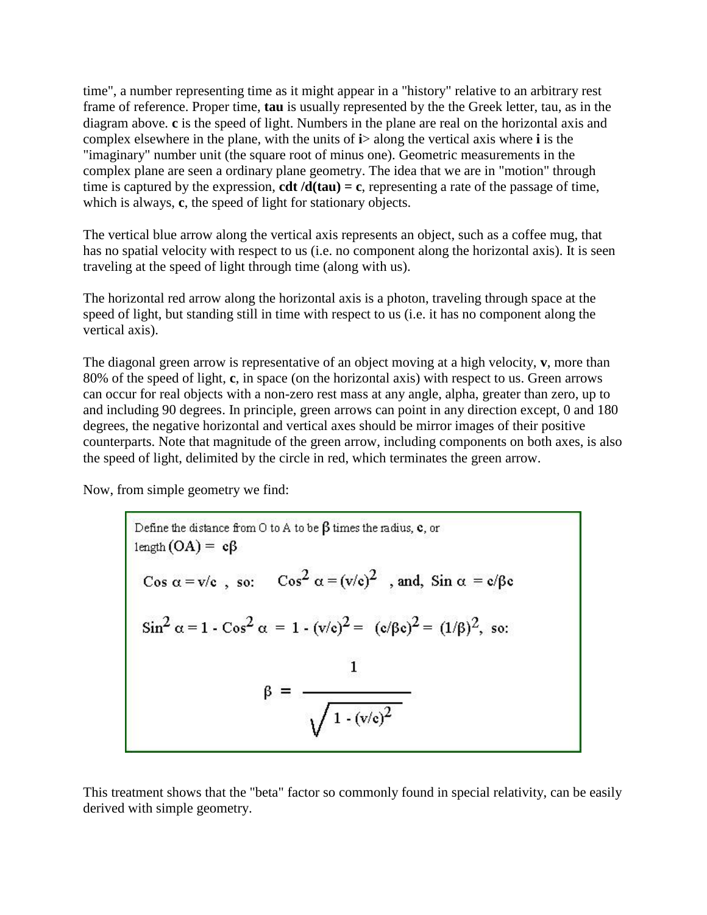time", a number representing time as it might appear in a "history" relative to an arbitrary rest frame of reference. Proper time, **tau** is usually represented by the the Greek letter, tau, as in the diagram above. **c** is the speed of light. Numbers in the plane are real on the horizontal axis and complex elsewhere in the plane, with the units of **i**> along the vertical axis where **i** is the "imaginary" number unit (the square root of minus one). Geometric measurements in the complex plane are seen a ordinary plane geometry. The idea that we are in "motion" through time is captured by the expression, **cdt /d(tau) = c**, representing a rate of the passage of time, which is always, **c**, the speed of light for stationary objects.

The vertical blue arrow along the vertical axis represents an object, such as a coffee mug, that has no spatial velocity with respect to us (i.e. no component along the horizontal axis). It is seen traveling at the speed of light through time (along with us).

The horizontal red arrow along the horizontal axis is a photon, traveling through space at the speed of light, but standing still in time with respect to us (i.e. it has no component along the vertical axis).

The diagonal green arrow is representative of an object moving at a high velocity, **v**, more than 80% of the speed of light, **c**, in space (on the horizontal axis) with respect to us. Green arrows can occur for real objects with a non-zero rest mass at any angle, alpha, greater than zero, up to and including 90 degrees. In principle, green arrows can point in any direction except, 0 and 180 degrees, the negative horizontal and vertical axes should be mirror images of their positive counterparts. Note that magnitude of the green arrow, including components on both axes, is also the speed of light, delimited by the circle in red, which terminates the green arrow.

Now, from simple geometry we find:

Define the distance from O to A to be $\beta$ times the radius, **c**, or length $(\text{OA}) = \mathbf{c}\beta$

$$\text{Cos } \alpha = v/c \text{ , so: } \quad \text{Cos}^2 \alpha = (v/c)^2 \text{ , and, } \text{Sin } \alpha = c/\beta c$$

$$\text{Sin}^2 \alpha = 1 - \text{Cos}^2 \alpha = 1 - (v/c)^2 = (c/\beta c)^2 = (1/\beta)^2, \text{ so:}$$

$$\beta = \frac{1}{\sqrt{1 - (v/c)^2}}$$

This treatment shows that the "beta" factor so commonly found in special relativity, can be easily derived with simple geometry.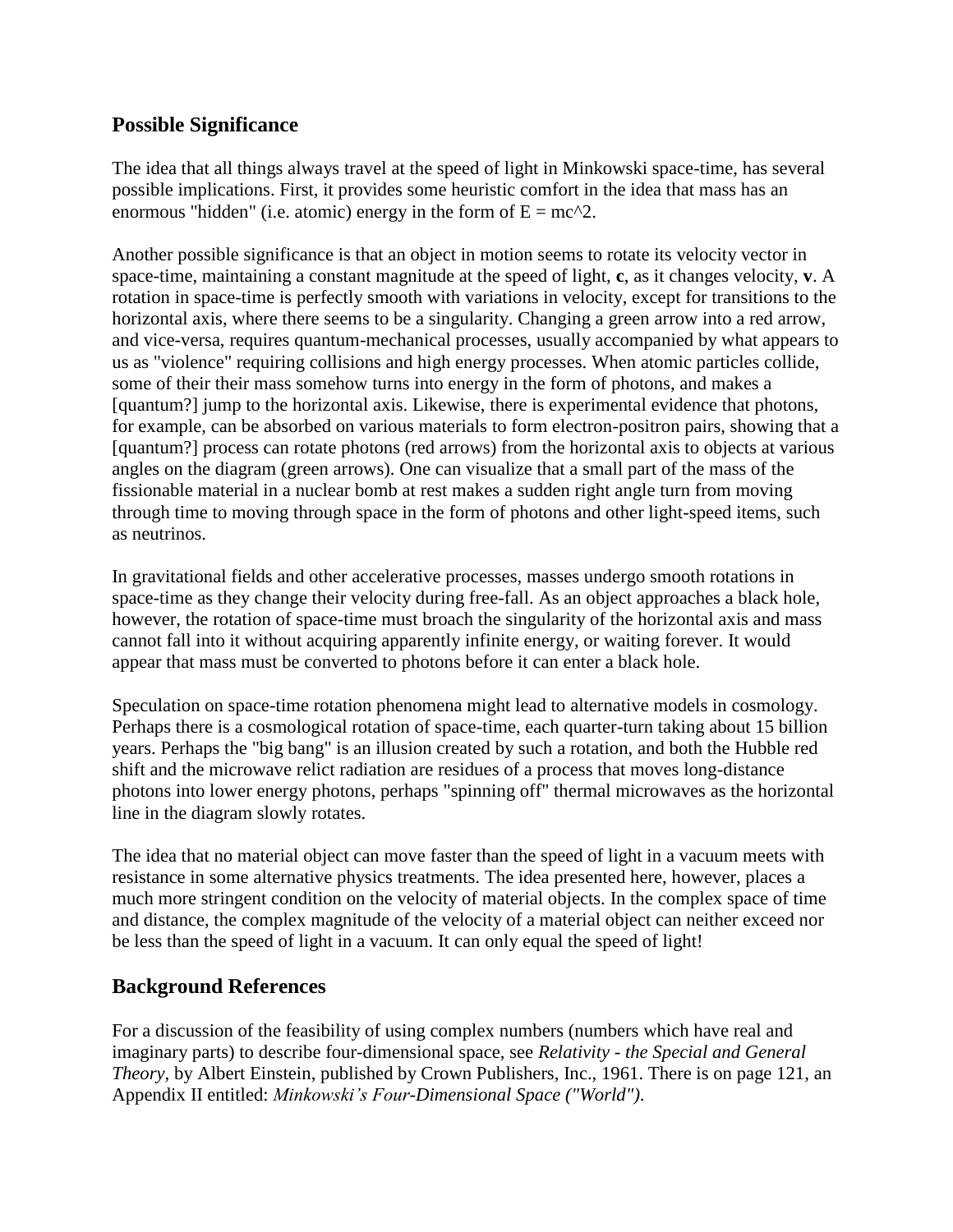## Possible Significance

The idea that all things always travel at the speed of light in Minkowski space-time, has several possible implications. First, it provides some heuristic comfort in the idea that mass has an enormous "hidden" (i.e. atomic) energy in the form of $E = mc^2$.

Another possible significance is that an object in motion seems to rotate its velocity vector in space-time, maintaining a constant magnitude at the speed of light, **c**, as it changes velocity, **v**. A rotation in space-time is perfectly smooth with variations in velocity, except for transitions to the horizontal axis, where there seems to be a singularity. Changing a green arrow into a red arrow, and vice-versa, requires quantum-mechanical processes, usually accompanied by what appears to us as "violence" requiring collisions and high energy processes. When atomic particles collide, some of their their mass somehow turns into energy in the form of photons, and makes a [quantum?] jump to the horizontal axis. Likewise, there is experimental evidence that photons, for example, can be absorbed on various materials to form electron-positron pairs, showing that a [quantum?] process can rotate photons (red arrows) from the horizontal axis to objects at various angles on the diagram (green arrows). One can visualize that a small part of the mass of the fissionable material in a nuclear bomb at rest makes a sudden right angle turn from moving through time to moving through space in the form of photons and other light-speed items, such as neutrinos.

In gravitational fields and other accelerative processes, masses undergo smooth rotations in space-time as they change their velocity during free-fall. As an object approaches a black hole, however, the rotation of space-time must broach the singularity of the horizontal axis and mass cannot fall into it without acquiring apparently infinite energy, or waiting forever. It would appear that mass must be converted to photons before it can enter a black hole.

Speculation on space-time rotation phenomena might lead to alternative models in cosmology. Perhaps there is a cosmological rotation of space-time, each quarter-turn taking about 15 billion years. Perhaps the "big bang" is an illusion created by such a rotation, and both the Hubble red shift and the microwave relict radiation are residues of a process that moves long-distance photons into lower energy photons, perhaps "spinning off" thermal microwaves as the horizontal line in the diagram slowly rotates.

The idea that no material object can move faster than the speed of light in a vacuum meets with resistance in some alternative physics treatments. The idea presented here, however, places a much more stringent condition on the velocity of material objects. In the complex space of time and distance, the complex magnitude of the velocity of a material object can neither exceed nor be less than the speed of light in a vacuum. It can only equal the speed of light!

## Background References

For a discussion of the feasibility of using complex numbers (numbers which have real and imaginary parts) to describe four-dimensional space, see *Relativity - the Special and General Theory*, by Albert Einstein, published by Crown Publishers, Inc., 1961. There is on page 121, an Appendix II entitled: *Minkowski's Four-Dimensional Space ("World")*.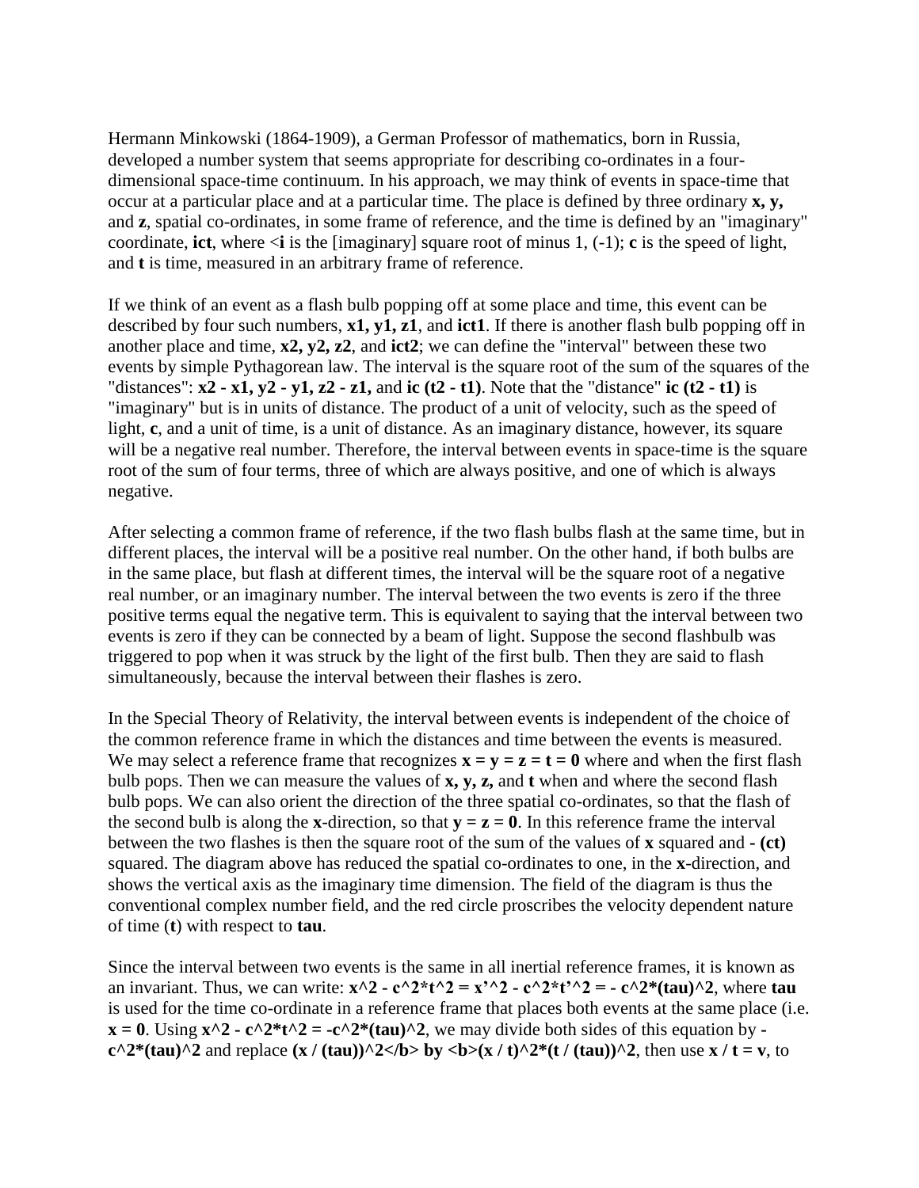Hermann Minkowski (1864-1909), a German Professor of mathematics, born in Russia, developed a number system that seems appropriate for describing co-ordinates in a four-dimensional space-time continuum. In his approach, we may think of events in space-time that occur at a particular place and at a particular time. The place is defined by three ordinary **x, y,** and **z**, spatial co-ordinates, in some frame of reference, and the time is defined by an "imaginary" coordinate, **ict**, where <**i** is the [imaginary] square root of minus 1, (-1); **c** is the speed of light, and **t** is time, measured in an arbitrary frame of reference.

If we think of an event as a flash bulb popping off at some place and time, this event can be described by four such numbers, **x1, y1, z1**, and **ict1**. If there is another flash bulb popping off in another place and time, **x2, y2, z2**, and **ict2**; we can define the "interval" between these two events by simple Pythagorean law. The interval is the square root of the sum of the squares of the "distances": **x2 - x1, y2 - y1, z2 - z1,** and **ic (t2 - t1)**. Note that the "distance" **ic (t2 - t1)** is "imaginary" but is in units of distance. The product of a unit of velocity, such as the speed of light, **c**, and a unit of time, is a unit of distance. As an imaginary distance, however, its square will be a negative real number. Therefore, the interval between events in space-time is the square root of the sum of four terms, three of which are always positive, and one of which is always negative.

After selecting a common frame of reference, if the two flash bulbs flash at the same time, but in different places, the interval will be a positive real number. On the other hand, if both bulbs are in the same place, but flash at different times, the interval will be the square root of a negative real number, or an imaginary number. The interval between the two events is zero if the three positive terms equal the negative term. This is equivalent to saying that the interval between two events is zero if they can be connected by a beam of light. Suppose the second flashbulb was triggered to pop when it was struck by the light of the first bulb. Then they are said to flash simultaneously, because the interval between their flashes is zero.

In the Special Theory of Relativity, the interval between events is independent of the choice of the common reference frame in which the distances and time between the events is measured. We may select a reference frame that recognizes **x = y = z = t = 0** where and when the first flash bulb pops. Then we can measure the values of **x, y, z,** and **t** when and where the second flash bulb pops. We can also orient the direction of the three spatial co-ordinates, so that the flash of the second bulb is along the **x**-direction, so that **y = z = 0**. In this reference frame the interval between the two flashes is then the square root of the sum of the values of **x** squared and **- (ct)** squared. The diagram above has reduced the spatial co-ordinates to one, in the **x**-direction, and shows the vertical axis as the imaginary time dimension. The field of the diagram is thus the conventional complex number field, and the red circle proscribes the velocity dependent nature of time (**t**) with respect to **tau**.

Since the interval between two events is the same in all inertial reference frames, it is known as an invariant. Thus, we can write: **x^2 - c^2\*t^2 = x'^2 - c^2\*t'^2 = - c^2\*(tau)^2**, where **tau** is used for the time co-ordinate in a reference frame that places both events at the same place (i.e. **x = 0**. Using **x^2 - c^2\*t^2 = -c^2\*(tau)^2**, we may divide both sides of this equation by **-c^2\*(tau)^2** and replace **(x / (tau))^2</b> by <b>(x / t)^2\*(t / (tau))^2**, then use **x / t = v**, to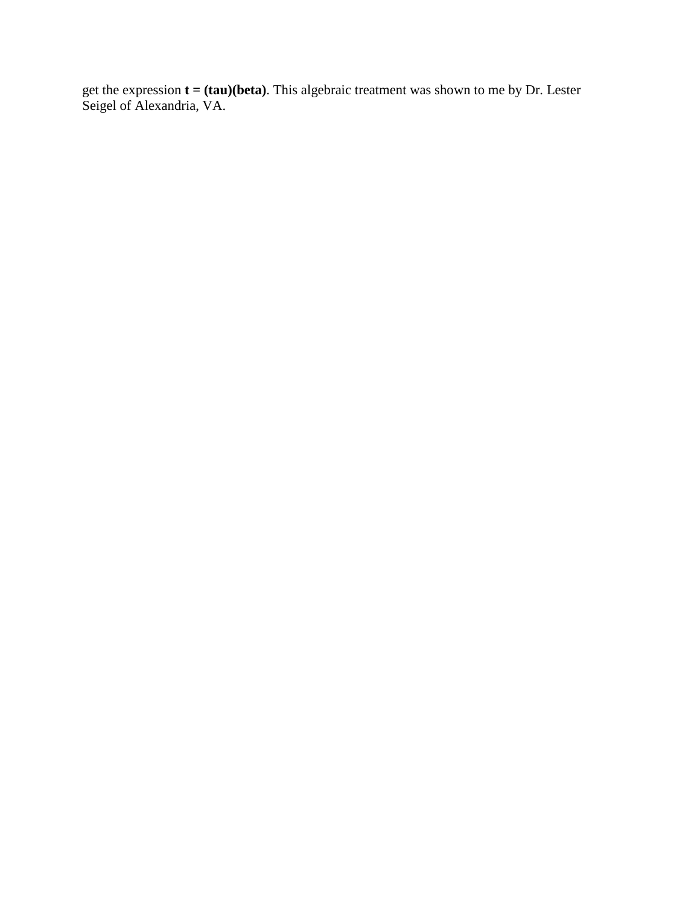get the expression **t = (tau)(beta)**. This algebraic treatment was shown to me by Dr. Lester Seigel of Alexandria, VA.